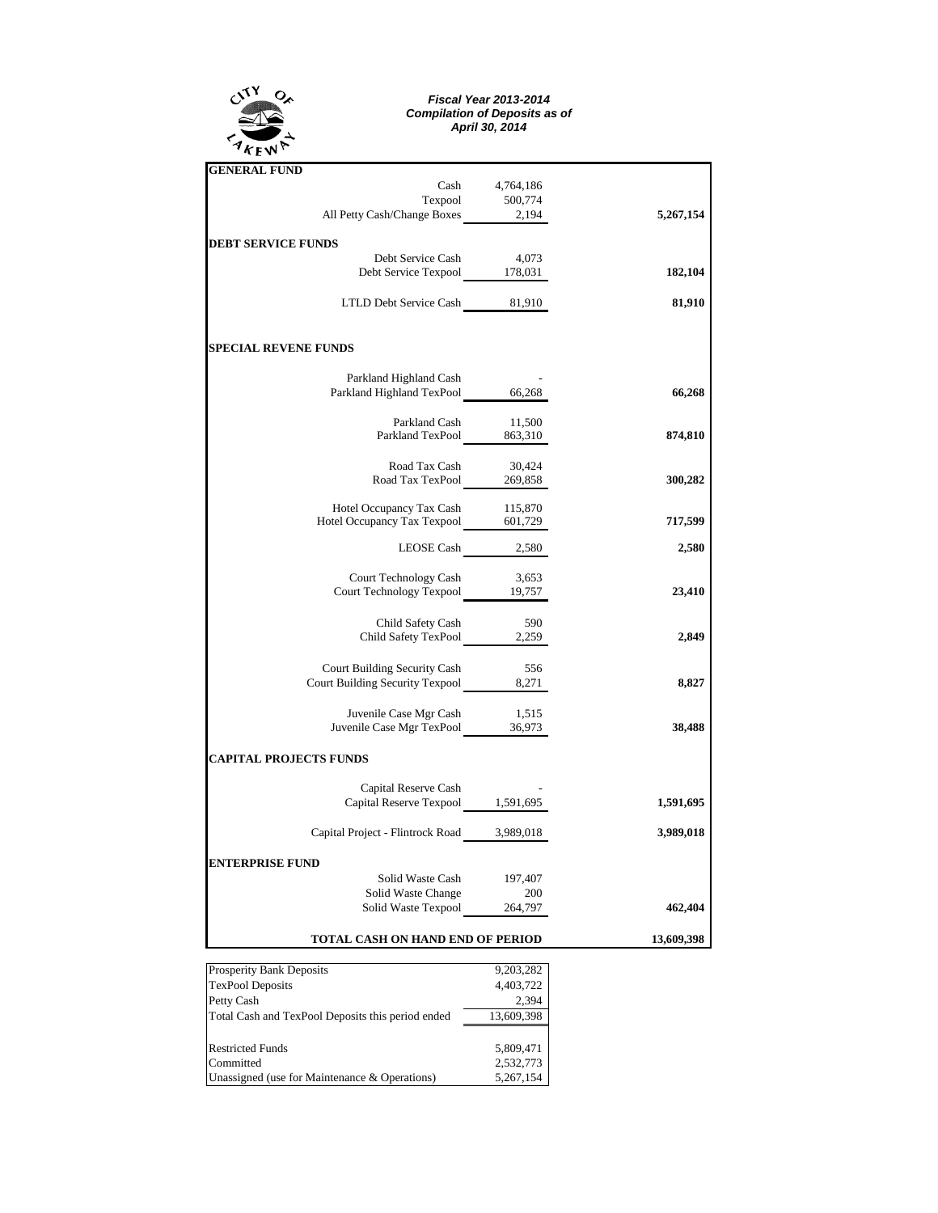**CITY OF LAKEWAY**

***Fiscal Year 2013-2014***
***Compilation of Deposits as of***
***April 30, 2014***

| | | |
|---|---|---|
| **GENERAL FUND** | | |
| Cash | 4,764,186 | |
| Texpool | 500,774 | |
| All Petty Cash/Change Boxes | 2,194 | **5,267,154** |
| | | |
| **DEBT SERVICE FUNDS** | | |
| Debt Service Cash | 4,073 | |
| Debt Service Texpool | 178,031 | **182,104** |
| | | |
| LTLD Debt Service Cash | 81,910 | **81,910** |
| | | |
| **SPECIAL REVENE FUNDS** | | |
| | | |
| Parkland Highland Cash | - | |
| Parkland Highland TexPool | 66,268 | **66,268** |
| | | |
| Parkland Cash | 11,500 | |
| Parkland TexPool | 863,310 | **874,810** |
| | | |
| Road Tax Cash | 30,424 | |
| Road Tax TexPool | 269,858 | **300,282** |
| | | |
| Hotel Occupancy Tax Cash | 115,870 | |
| Hotel Occupancy Tax Texpool | 601,729 | **717,599** |
| | | |
| LEOSE Cash | 2,580 | **2,580** |
| | | |
| Court Technology Cash | 3,653 | |
| Court Technology Texpool | 19,757 | **23,410** |
| | | |
| Child Safety Cash | 590 | |
| Child Safety TexPool | 2,259 | **2,849** |
| | | |
| Court Building Security Cash | 556 | |
| Court Building Security Texpool | 8,271 | **8,827** |
| | | |
| Juvenile Case Mgr Cash | 1,515 | |
| Juvenile Case Mgr TexPool | 36,973 | **38,488** |
| | | |
| **CAPITAL PROJECTS FUNDS** | | |
| | | |
| Capital Reserve Cash | - | |
| Capital Reserve Texpool | 1,591,695 | **1,591,695** |
| | | |
| Capital Project - Flintrock Road | 3,989,018 | **3,989,018** |
| | | |
| **ENTERPRISE FUND** | | |
| Solid Waste Cash | 197,407 | |
| Solid Waste Change | 200 | |
| Solid Waste Texpool | 264,797 | **462,404** |
| | | |
| **TOTAL CASH ON HAND END OF PERIOD** | | **13,609,398** |

| | |
|---|---|
| Prosperity Bank Deposits | 9,203,282 |
| TexPool Deposits | 4,403,722 |
| Petty Cash | 2,394 |
| Total Cash and TexPool Deposits this period ended | 13,609,398 |
| | |
| Restricted Funds | 5,809,471 |
| Committed | 2,532,773 |
| Unassigned (use for Maintenance & Operations) | 5,267,154 |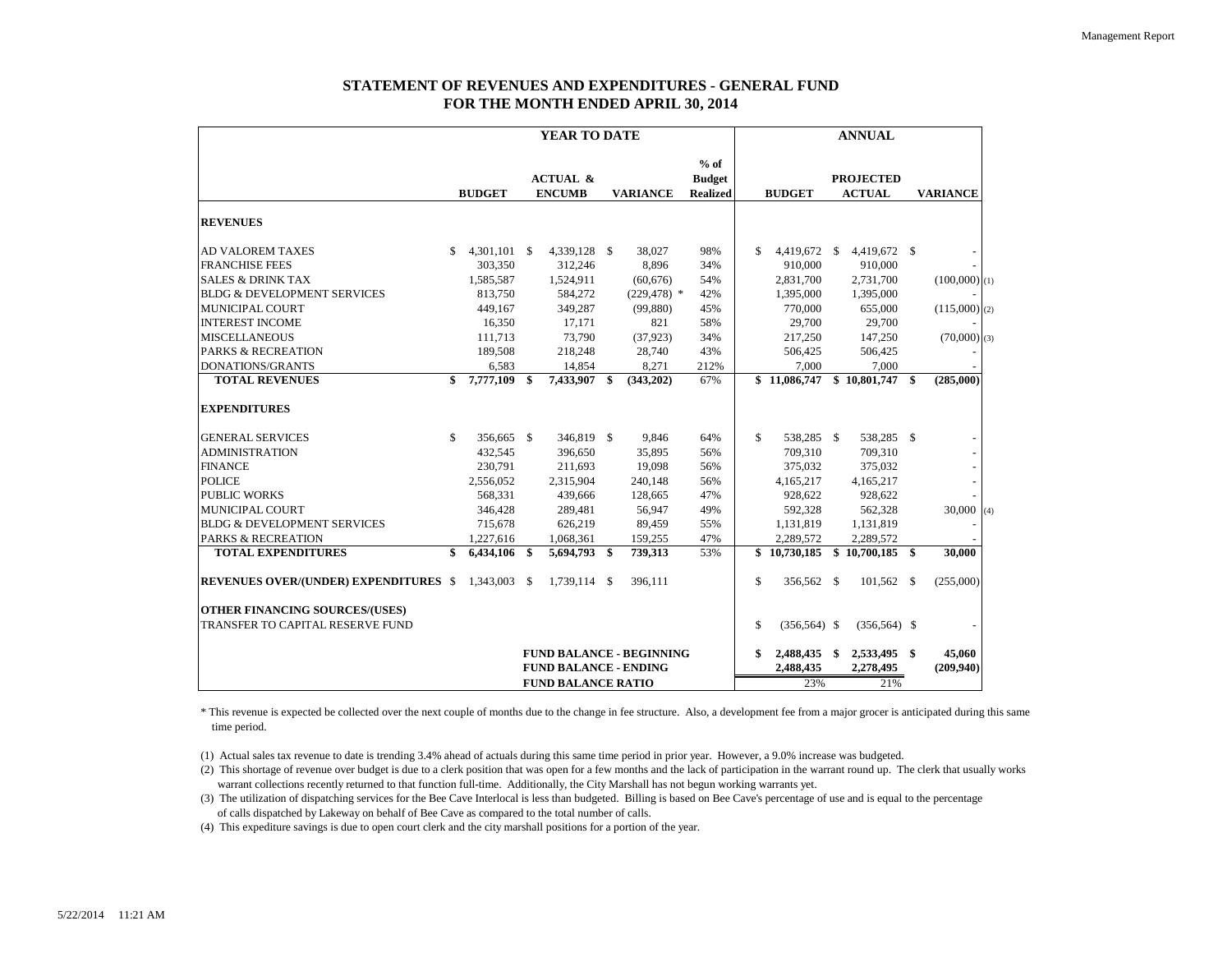# STATEMENT OF REVENUES AND EXPENDITURES - GENERAL FUND
## FOR THE MONTH ENDED APRIL 30, 2014

| | YEAR TO DATE | | | | ANNUAL | | | |
|---|---|---|---|---|---|---|---|---|
| | BUDGET | ACTUAL & ENCUMB | VARIANCE | % of Budget Realized | BUDGET | PROJECTED ACTUAL | VARIANCE | |
| **REVENUES** | | | | | | | | |
| AD VALOREM TAXES | $ 4,301,101 | $ 4,339,128 | $ 38,027 | 98% | $ 4,419,672 | $ 4,419,672 | $ - | |
| FRANCHISE FEES | 303,350 | 312,246 | 8,896 | 34% | 910,000 | 910,000 | - | |
| SALES & DRINK TAX | 1,585,587 | 1,524,911 | (60,676) | 54% | 2,831,700 | 2,731,700 | (100,000) | (1) |
| BLDG & DEVELOPMENT SERVICES | 813,750 | 584,272 | (229,478) * | 42% | 1,395,000 | 1,395,000 | - | |
| MUNICIPAL COURT | 449,167 | 349,287 | (99,880) | 45% | 770,000 | 655,000 | (115,000) | (2) |
| INTEREST INCOME | 16,350 | 17,171 | 821 | 58% | 29,700 | 29,700 | - | |
| MISCELLANEOUS | 111,713 | 73,790 | (37,923) | 34% | 217,250 | 147,250 | (70,000) | (3) |
| PARKS & RECREATION | 189,508 | 218,248 | 28,740 | 43% | 506,425 | 506,425 | - | |
| DONATIONS/GRANTS | 6,583 | 14,854 | 8,271 | 212% | 7,000 | 7,000 | - | |
| **TOTAL REVENUES** | **$ 7,777,109** | **$ 7,433,907** | **$ (343,202)** | 67% | **$ 11,086,747** | **$ 10,801,747** | **$ (285,000)** | |
| **EXPENDITURES** | | | | | | | | |
| GENERAL SERVICES | $ 356,665 | $ 346,819 | $ 9,846 | 64% | $ 538,285 | $ 538,285 | $ - | |
| ADMINISTRATION | 432,545 | 396,650 | 35,895 | 56% | 709,310 | 709,310 | - | |
| FINANCE | 230,791 | 211,693 | 19,098 | 56% | 375,032 | 375,032 | - | |
| POLICE | 2,556,052 | 2,315,904 | 240,148 | 56% | 4,165,217 | 4,165,217 | - | |
| PUBLIC WORKS | 568,331 | 439,666 | 128,665 | 47% | 928,622 | 928,622 | - | |
| MUNICIPAL COURT | 346,428 | 289,481 | 56,947 | 49% | 592,328 | 562,328 | 30,000 | (4) |
| BLDG & DEVELOPMENT SERVICES | 715,678 | 626,219 | 89,459 | 55% | 1,131,819 | 1,131,819 | - | |
| PARKS & RECREATION | 1,227,616 | 1,068,361 | 159,255 | 47% | 2,289,572 | 2,289,572 | - | |
| **TOTAL EXPENDITURES** | **$ 6,434,106** | **$ 5,694,793** | **$ 739,313** | 53% | **$ 10,730,185** | **$ 10,700,185** | **$ 30,000** | |
| **REVENUES OVER/(UNDER) EXPENDITURES** | $ 1,343,003 | $ 1,739,114 | $ 396,111 | | $ 356,562 | $ 101,562 | $ (255,000) | |
| **OTHER FINANCING SOURCES/(USES)** | | | | | | | | |
| TRANSFER TO CAPITAL RESERVE FUND | | | | | $ (356,564) | $ (356,564) | $ - | |
| | | **FUND BALANCE - BEGINNING** | | | **$ 2,488,435** | **$ 2,533,495** | **$ 45,060** | |
| | | **FUND BALANCE - ENDING** | | | **2,488,435** | **2,278,495** | **(209,940)** | |
| | | **FUND BALANCE RATIO** | | | 23% | 21% | | |

\* This revenue is expected be collected over the next couple of months due to the change in fee structure. Also, a development fee from a major grocer is anticipated during this same time period.

(1) Actual sales tax revenue to date is trending 3.4% ahead of actuals during this same time period in prior year. However, a 9.0% increase was budgeted.

(2) This shortage of revenue over budget is due to a clerk position that was open for a few months and the lack of participation in the warrant round up. The clerk that usually works warrant collections recently returned to that function full-time. Additionally, the City Marshall has not begun working warrants yet.

(3) The utilization of dispatching services for the Bee Cave Interlocal is less than budgeted. Billing is based on Bee Cave's percentage of use and is equal to the percentage of calls dispatched by Lakeway on behalf of Bee Cave as compared to the total number of calls.

(4) This expediture savings is due to open court clerk and the city marshall positions for a portion of the year.